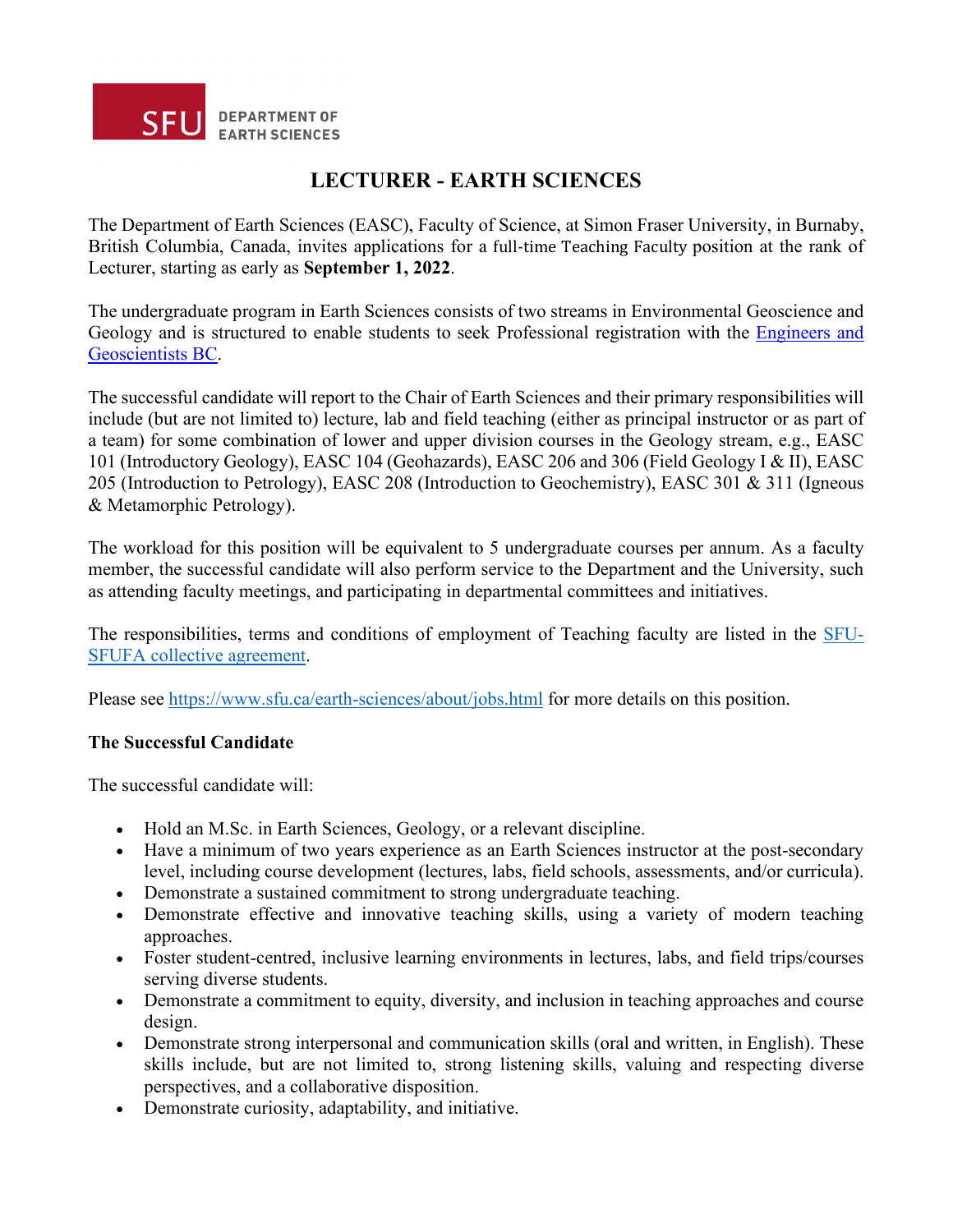SFU DEPARTMENT OF EARTH SCIENCES

# LECTURER - EARTH SCIENCES

The Department of Earth Sciences (EASC), Faculty of Science, at Simon Fraser University, in Burnaby, British Columbia, Canada, invites applications for a full-time Teaching Faculty position at the rank of Lecturer, starting as early as **September 1, 2022**.

The undergraduate program in Earth Sciences consists of two streams in Environmental Geoscience and Geology and is structured to enable students to seek Professional registration with the Engineers and Geoscientists BC.

The successful candidate will report to the Chair of Earth Sciences and their primary responsibilities will include (but are not limited to) lecture, lab and field teaching (either as principal instructor or as part of a team) for some combination of lower and upper division courses in the Geology stream, e.g., EASC 101 (Introductory Geology), EASC 104 (Geohazards), EASC 206 and 306 (Field Geology I & II), EASC 205 (Introduction to Petrology), EASC 208 (Introduction to Geochemistry), EASC 301 & 311 (Igneous & Metamorphic Petrology).

The workload for this position will be equivalent to 5 undergraduate courses per annum. As a faculty member, the successful candidate will also perform service to the Department and the University, such as attending faculty meetings, and participating in departmental committees and initiatives.

The responsibilities, terms and conditions of employment of Teaching faculty are listed in the SFU-SFUFA collective agreement.

Please see https://www.sfu.ca/earth-sciences/about/jobs.html for more details on this position.

**The Successful Candidate**

The successful candidate will:

- Hold an M.Sc. in Earth Sciences, Geology, or a relevant discipline.
- Have a minimum of two years experience as an Earth Sciences instructor at the post-secondary level, including course development (lectures, labs, field schools, assessments, and/or curricula).
- Demonstrate a sustained commitment to strong undergraduate teaching.
- Demonstrate effective and innovative teaching skills, using a variety of modern teaching approaches.
- Foster student-centred, inclusive learning environments in lectures, labs, and field trips/courses serving diverse students.
- Demonstrate a commitment to equity, diversity, and inclusion in teaching approaches and course design.
- Demonstrate strong interpersonal and communication skills (oral and written, in English). These skills include, but are not limited to, strong listening skills, valuing and respecting diverse perspectives, and a collaborative disposition.
- Demonstrate curiosity, adaptability, and initiative.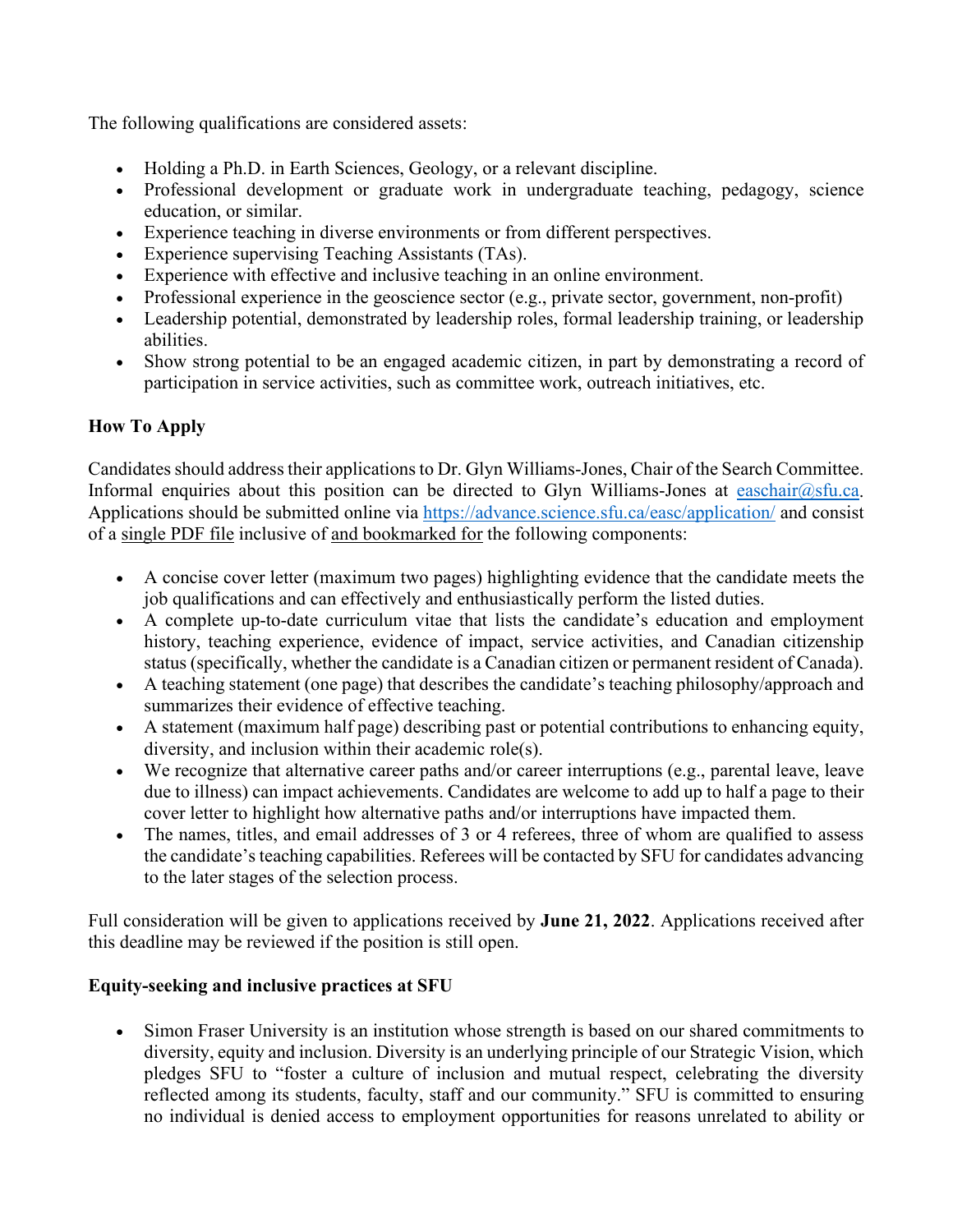The following qualifications are considered assets:

- Holding a Ph.D. in Earth Sciences, Geology, or a relevant discipline.
- Professional development or graduate work in undergraduate teaching, pedagogy, science education, or similar.
- Experience teaching in diverse environments or from different perspectives.
- Experience supervising Teaching Assistants (TAs).
- Experience with effective and inclusive teaching in an online environment.
- Professional experience in the geoscience sector (e.g., private sector, government, non-profit)
- Leadership potential, demonstrated by leadership roles, formal leadership training, or leadership abilities.
- Show strong potential to be an engaged academic citizen, in part by demonstrating a record of participation in service activities, such as committee work, outreach initiatives, etc.

**How To Apply**

Candidates should address their applications to Dr. Glyn Williams-Jones, Chair of the Search Committee. Informal enquiries about this position can be directed to Glyn Williams-Jones at [easchair@sfu.ca](mailto:easchair@sfu.ca). Applications should be submitted online via [https://advance.science.sfu.ca/easc/application/](https://advance.science.sfu.ca/easc/application/) and consist of a single PDF file inclusive of and bookmarked for the following components:

- A concise cover letter (maximum two pages) highlighting evidence that the candidate meets the job qualifications and can effectively and enthusiastically perform the listed duties.
- A complete up-to-date curriculum vitae that lists the candidate's education and employment history, teaching experience, evidence of impact, service activities, and Canadian citizenship status (specifically, whether the candidate is a Canadian citizen or permanent resident of Canada).
- A teaching statement (one page) that describes the candidate's teaching philosophy/approach and summarizes their evidence of effective teaching.
- A statement (maximum half page) describing past or potential contributions to enhancing equity, diversity, and inclusion within their academic role(s).
- We recognize that alternative career paths and/or career interruptions (e.g., parental leave, leave due to illness) can impact achievements. Candidates are welcome to add up to half a page to their cover letter to highlight how alternative paths and/or interruptions have impacted them.
- The names, titles, and email addresses of 3 or 4 referees, three of whom are qualified to assess the candidate's teaching capabilities. Referees will be contacted by SFU for candidates advancing to the later stages of the selection process.

Full consideration will be given to applications received by **June 21, 2022**. Applications received after this deadline may be reviewed if the position is still open.

**Equity-seeking and inclusive practices at SFU**

- Simon Fraser University is an institution whose strength is based on our shared commitments to diversity, equity and inclusion. Diversity is an underlying principle of our Strategic Vision, which pledges SFU to "foster a culture of inclusion and mutual respect, celebrating the diversity reflected among its students, faculty, staff and our community." SFU is committed to ensuring no individual is denied access to employment opportunities for reasons unrelated to ability or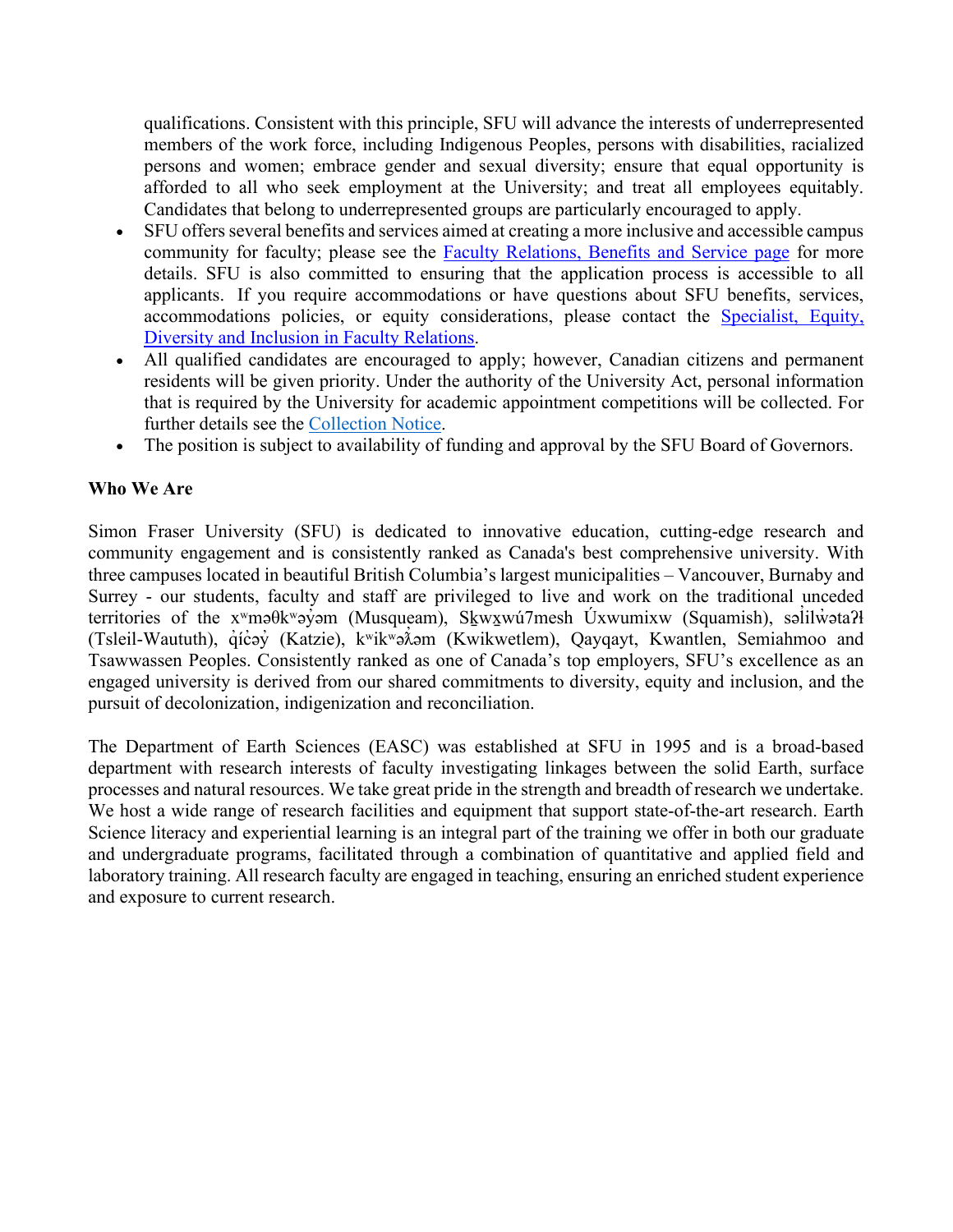qualifications. Consistent with this principle, SFU will advance the interests of underrepresented members of the work force, including Indigenous Peoples, persons with disabilities, racialized persons and women; embrace gender and sexual diversity; ensure that equal opportunity is afforded to all who seek employment at the University; and treat all employees equitably. Candidates that belong to underrepresented groups are particularly encouraged to apply.

- SFU offers several benefits and services aimed at creating a more inclusive and accessible campus community for faculty; please see the Faculty Relations, Benefits and Service page for more details. SFU is also committed to ensuring that the application process is accessible to all applicants. If you require accommodations or have questions about SFU benefits, services, accommodations policies, or equity considerations, please contact the Specialist, Equity, Diversity and Inclusion in Faculty Relations.
- All qualified candidates are encouraged to apply; however, Canadian citizens and permanent residents will be given priority. Under the authority of the University Act, personal information that is required by the University for academic appointment competitions will be collected. For further details see the Collection Notice.
- The position is subject to availability of funding and approval by the SFU Board of Governors.

**Who We Are**

Simon Fraser University (SFU) is dedicated to innovative education, cutting-edge research and community engagement and is consistently ranked as Canada's best comprehensive university. With three campuses located in beautiful British Columbia's largest municipalities – Vancouver, Burnaby and Surrey - our students, faculty and staff are privileged to live and work on the traditional unceded territories of the xʷməθkʷəy̓əm (Musqueam), Sḵwx̱wú7mesh Úxwumixw (Squamish), səl̓ilw̓ətaʔɬ (Tsleil-Waututh), q̓íc̓əy̓ (Katzie), kʷikʷəƛ̓əm (Kwikwetlem), Qayqayt, Kwantlen, Semiahmoo and Tsawwassen Peoples. Consistently ranked as one of Canada's top employers, SFU's excellence as an engaged university is derived from our shared commitments to diversity, equity and inclusion, and the pursuit of decolonization, indigenization and reconciliation.

The Department of Earth Sciences (EASC) was established at SFU in 1995 and is a broad-based department with research interests of faculty investigating linkages between the solid Earth, surface processes and natural resources. We take great pride in the strength and breadth of research we undertake. We host a wide range of research facilities and equipment that support state-of-the-art research. Earth Science literacy and experiential learning is an integral part of the training we offer in both our graduate and undergraduate programs, facilitated through a combination of quantitative and applied field and laboratory training. All research faculty are engaged in teaching, ensuring an enriched student experience and exposure to current research.